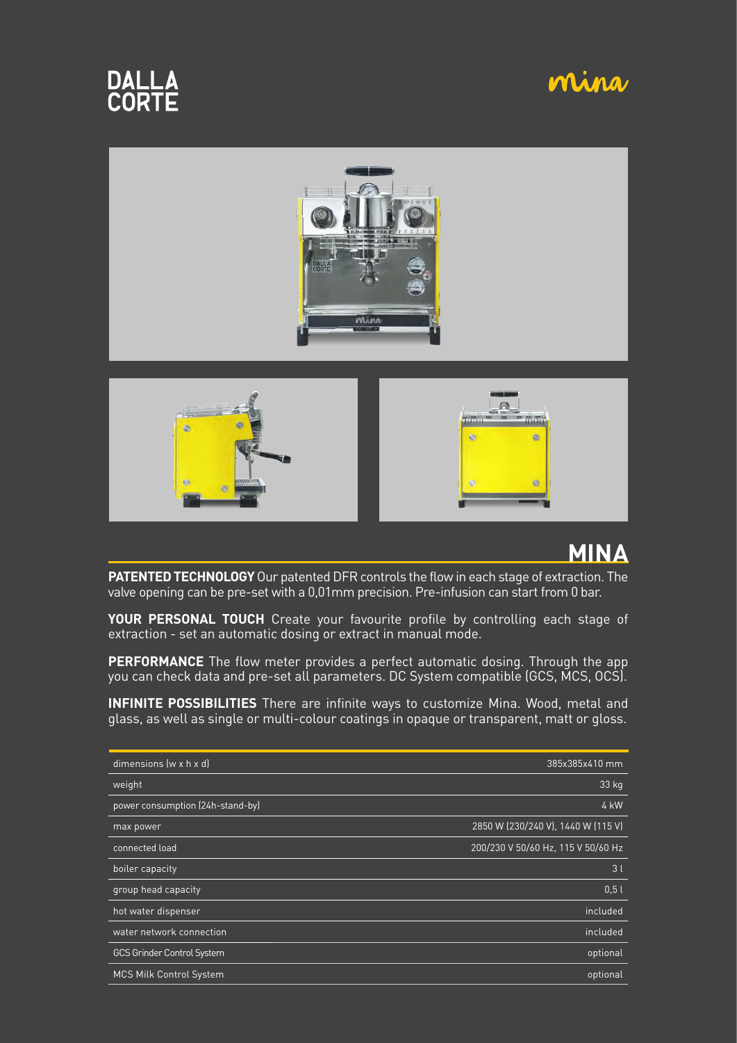DALLA CORTE

mina

# MINA

**PATENTED TECHNOLOGY** Our patented DFR controls the flow in each stage of extraction. The valve opening can be pre-set with a 0,01mm precision. Pre-infusion can start from 0 bar.

**YOUR PERSONAL TOUCH** Create your favourite profile by controlling each stage of extraction - set an automatic dosing or extract in manual mode.

**PERFORMANCE** The flow meter provides a perfect automatic dosing. Through the app you can check data and pre-set all parameters. DC System compatible (GCS, MCS, OCS).

**INFINITE POSSIBILITIES** There are infinite ways to customize Mina. Wood, metal and glass, as well as single or multi-colour coatings in opaque or transparent, matt or gloss.

| | |
|---|---|
| dimensions (w x h x d) | 385x385x410 mm |
| weight | 33 kg |
| power consumption (24h-stand-by) | 4 kW |
| max power | 2850 W (230/240 V), 1440 W (115 V) |
| connected load | 200/230 V 50/60 Hz, 115 V 50/60 Hz |
| boiler capacity | 3 l |
| group head capacity | 0,5 l |
| hot water dispenser | included |
| water network connection | included |
| GCS Grinder Control System | optional |
| MCS Milk Control System | optional |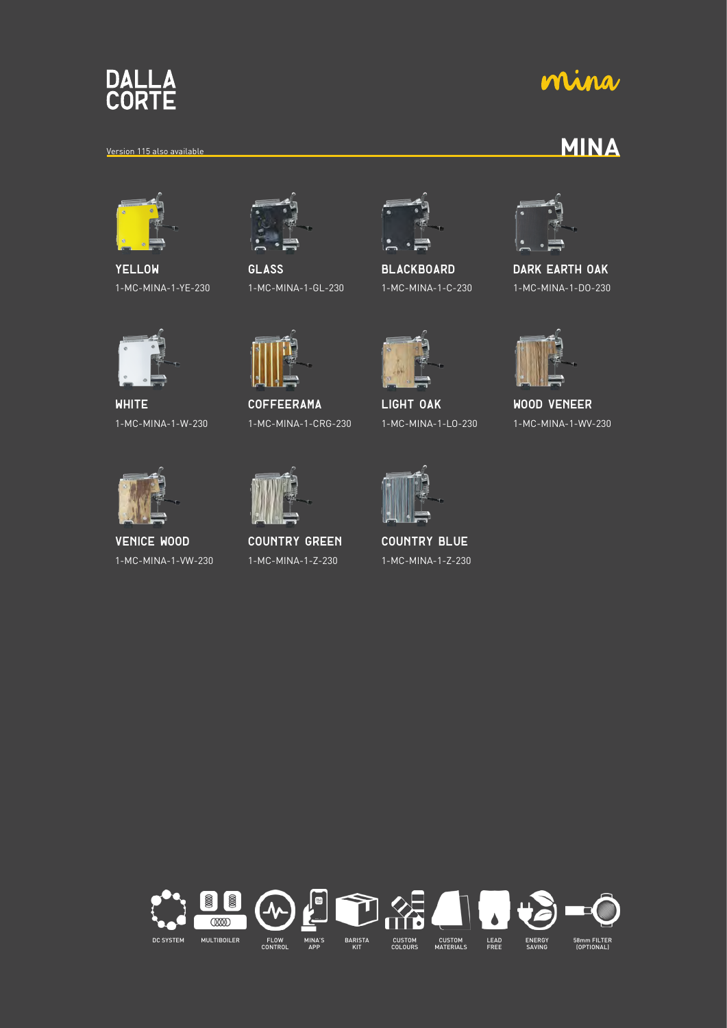DALLA CORTE

mina

Version 115 also available

# MINA

| | | | |
|---|---|---|---|
| **YELLOW** 1-MC-MINA-1-YE-230 | **GLASS** 1-MC-MINA-1-GL-230 | **BLACKBOARD** 1-MC-MINA-1-C-230 | **DARK EARTH OAK** 1-MC-MINA-1-DO-230 |
| **WHITE** 1-MC-MINA-1-W-230 | **COFFEERAMA** 1-MC-MINA-1-CRG-230 | **LIGHT OAK** 1-MC-MINA-1-LO-230 | **WOOD VENEER** 1-MC-MINA-1-WV-230 |
| **VENICE WOOD** 1-MC-MINA-1-VW-230 | **COUNTRY GREEN** 1-MC-MINA-1-Z-230 | **COUNTRY BLUE** 1-MC-MINA-1-Z-230 | |

DC SYSTEM
MULTIBOILER
FLOW CONTROL
MINA'S APP
BARISTA KIT
CUSTOM COLOURS
CUSTOM MATERIALS
LEAD FREE
ENERGY SAVING
58mm FILTER (OPTIONAL)